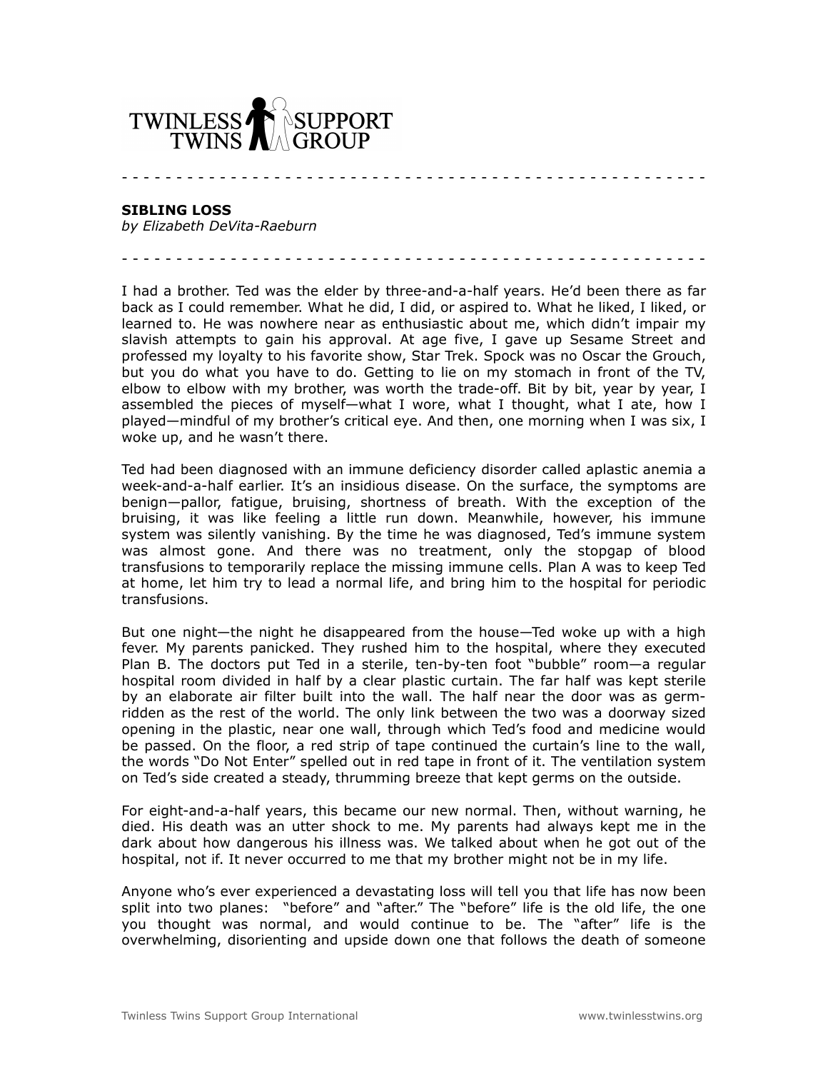TWINLESS TWINS SUPPORT GROUP

- - - - - - - - - - - - - - - - - - - - - - - - - - - - - - - - - - - - - - - - - - - - - - - - - - -

**SIBLING LOSS**
*by Elizabeth DeVita-Raeburn*

- - - - - - - - - - - - - - - - - - - - - - - - - - - - - - - - - - - - - - - - - - - - - - - - - - -

I had a brother. Ted was the elder by three-and-a-half years. He'd been there as far back as I could remember. What he did, I did, or aspired to. What he liked, I liked, or learned to. He was nowhere near as enthusiastic about me, which didn't impair my slavish attempts to gain his approval. At age five, I gave up Sesame Street and professed my loyalty to his favorite show, Star Trek. Spock was no Oscar the Grouch, but you do what you have to do. Getting to lie on my stomach in front of the TV, elbow to elbow with my brother, was worth the trade-off. Bit by bit, year by year, I assembled the pieces of myself—what I wore, what I thought, what I ate, how I played—mindful of my brother's critical eye. And then, one morning when I was six, I woke up, and he wasn't there.

Ted had been diagnosed with an immune deficiency disorder called aplastic anemia a week-and-a-half earlier. It's an insidious disease. On the surface, the symptoms are benign—pallor, fatigue, bruising, shortness of breath. With the exception of the bruising, it was like feeling a little run down. Meanwhile, however, his immune system was silently vanishing. By the time he was diagnosed, Ted's immune system was almost gone. And there was no treatment, only the stopgap of blood transfusions to temporarily replace the missing immune cells. Plan A was to keep Ted at home, let him try to lead a normal life, and bring him to the hospital for periodic transfusions.

But one night—the night he disappeared from the house—Ted woke up with a high fever. My parents panicked. They rushed him to the hospital, where they executed Plan B. The doctors put Ted in a sterile, ten-by-ten foot "bubble" room—a regular hospital room divided in half by a clear plastic curtain. The far half was kept sterile by an elaborate air filter built into the wall. The half near the door was as germ-ridden as the rest of the world. The only link between the two was a doorway sized opening in the plastic, near one wall, through which Ted's food and medicine would be passed. On the floor, a red strip of tape continued the curtain's line to the wall, the words "Do Not Enter" spelled out in red tape in front of it. The ventilation system on Ted's side created a steady, thrumming breeze that kept germs on the outside.

For eight-and-a-half years, this became our new normal. Then, without warning, he died. His death was an utter shock to me. My parents had always kept me in the dark about how dangerous his illness was. We talked about when he got out of the hospital, not if. It never occurred to me that my brother might not be in my life.

Anyone who's ever experienced a devastating loss will tell you that life has now been split into two planes: "before" and "after." The "before" life is the old life, the one you thought was normal, and would continue to be. The "after" life is the overwhelming, disorienting and upside down one that follows the death of someone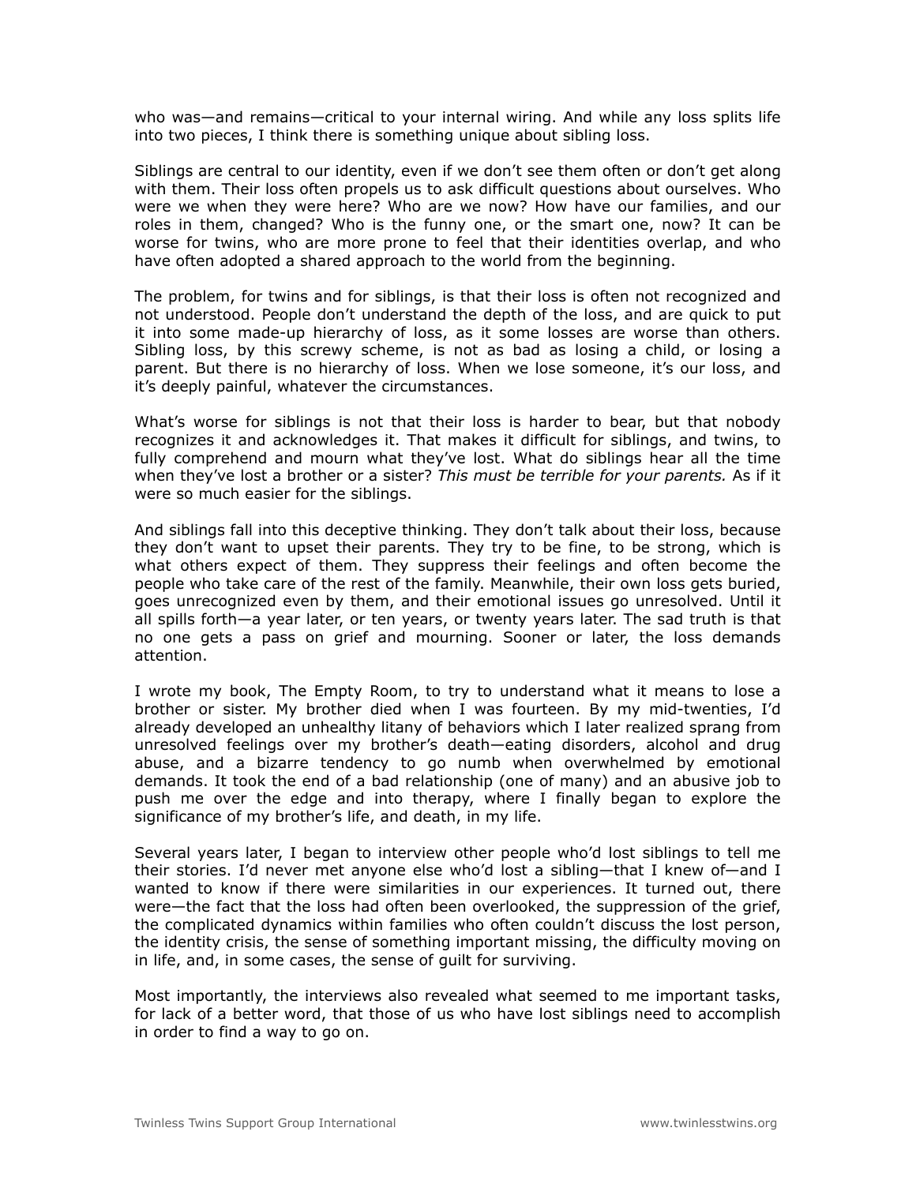who was—and remains—critical to your internal wiring. And while any loss splits life into two pieces, I think there is something unique about sibling loss.

Siblings are central to our identity, even if we don't see them often or don't get along with them. Their loss often propels us to ask difficult questions about ourselves. Who were we when they were here? Who are we now? How have our families, and our roles in them, changed? Who is the funny one, or the smart one, now? It can be worse for twins, who are more prone to feel that their identities overlap, and who have often adopted a shared approach to the world from the beginning.

The problem, for twins and for siblings, is that their loss is often not recognized and not understood. People don't understand the depth of the loss, and are quick to put it into some made-up hierarchy of loss, as it some losses are worse than others. Sibling loss, by this screwy scheme, is not as bad as losing a child, or losing a parent. But there is no hierarchy of loss. When we lose someone, it's our loss, and it's deeply painful, whatever the circumstances.

What's worse for siblings is not that their loss is harder to bear, but that nobody recognizes it and acknowledges it. That makes it difficult for siblings, and twins, to fully comprehend and mourn what they've lost. What do siblings hear all the time when they've lost a brother or a sister? *This must be terrible for your parents.* As if it were so much easier for the siblings.

And siblings fall into this deceptive thinking. They don't talk about their loss, because they don't want to upset their parents. They try to be fine, to be strong, which is what others expect of them. They suppress their feelings and often become the people who take care of the rest of the family. Meanwhile, their own loss gets buried, goes unrecognized even by them, and their emotional issues go unresolved. Until it all spills forth—a year later, or ten years, or twenty years later. The sad truth is that no one gets a pass on grief and mourning. Sooner or later, the loss demands attention.

I wrote my book, The Empty Room, to try to understand what it means to lose a brother or sister. My brother died when I was fourteen. By my mid-twenties, I'd already developed an unhealthy litany of behaviors which I later realized sprang from unresolved feelings over my brother's death—eating disorders, alcohol and drug abuse, and a bizarre tendency to go numb when overwhelmed by emotional demands. It took the end of a bad relationship (one of many) and an abusive job to push me over the edge and into therapy, where I finally began to explore the significance of my brother's life, and death, in my life.

Several years later, I began to interview other people who'd lost siblings to tell me their stories. I'd never met anyone else who'd lost a sibling—that I knew of—and I wanted to know if there were similarities in our experiences. It turned out, there were—the fact that the loss had often been overlooked, the suppression of the grief, the complicated dynamics within families who often couldn't discuss the lost person, the identity crisis, the sense of something important missing, the difficulty moving on in life, and, in some cases, the sense of guilt for surviving.

Most importantly, the interviews also revealed what seemed to me important tasks, for lack of a better word, that those of us who have lost siblings need to accomplish in order to find a way to go on.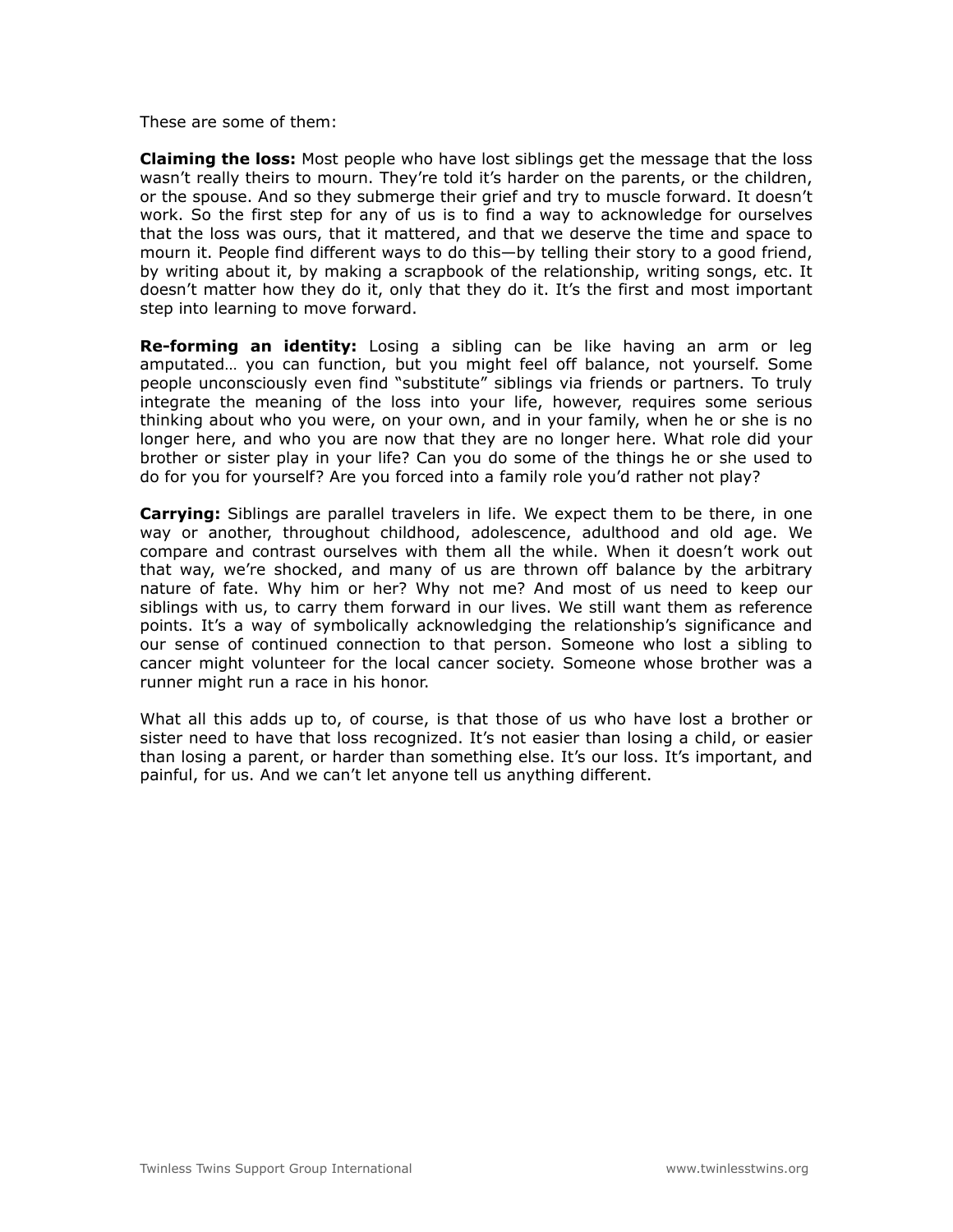These are some of them:

**Claiming the loss:** Most people who have lost siblings get the message that the loss wasn't really theirs to mourn. They're told it's harder on the parents, or the children, or the spouse. And so they submerge their grief and try to muscle forward. It doesn't work. So the first step for any of us is to find a way to acknowledge for ourselves that the loss was ours, that it mattered, and that we deserve the time and space to mourn it. People find different ways to do this—by telling their story to a good friend, by writing about it, by making a scrapbook of the relationship, writing songs, etc. It doesn't matter how they do it, only that they do it. It's the first and most important step into learning to move forward.

**Re-forming an identity:** Losing a sibling can be like having an arm or leg amputated… you can function, but you might feel off balance, not yourself. Some people unconsciously even find "substitute" siblings via friends or partners. To truly integrate the meaning of the loss into your life, however, requires some serious thinking about who you were, on your own, and in your family, when he or she is no longer here, and who you are now that they are no longer here. What role did your brother or sister play in your life? Can you do some of the things he or she used to do for you for yourself? Are you forced into a family role you'd rather not play?

**Carrying:** Siblings are parallel travelers in life. We expect them to be there, in one way or another, throughout childhood, adolescence, adulthood and old age. We compare and contrast ourselves with them all the while. When it doesn't work out that way, we're shocked, and many of us are thrown off balance by the arbitrary nature of fate. Why him or her? Why not me? And most of us need to keep our siblings with us, to carry them forward in our lives. We still want them as reference points. It's a way of symbolically acknowledging the relationship's significance and our sense of continued connection to that person. Someone who lost a sibling to cancer might volunteer for the local cancer society. Someone whose brother was a runner might run a race in his honor.

What all this adds up to, of course, is that those of us who have lost a brother or sister need to have that loss recognized. It's not easier than losing a child, or easier than losing a parent, or harder than something else. It's our loss. It's important, and painful, for us. And we can't let anyone tell us anything different.